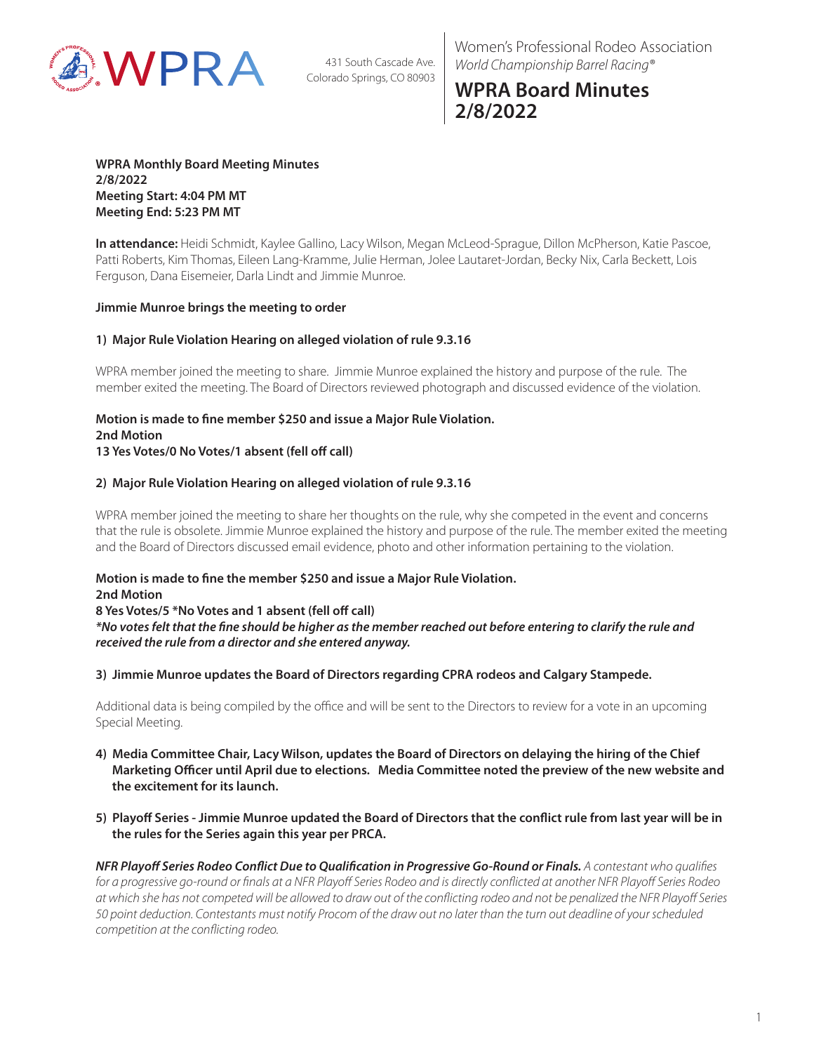WPRA

431 South Cascade Ave.
Colorado Springs, CO 80903

Women's Professional Rodeo Association
*World Championship Barrel Racing®*

# WPRA Board Minutes 2/8/2022

**WPRA Monthly Board Meeting Minutes**
**2/8/2022**
**Meeting Start: 4:04 PM MT**
**Meeting End: 5:23 PM MT**

**In attendance:** Heidi Schmidt, Kaylee Gallino, Lacy Wilson, Megan McLeod-Sprague, Dillon McPherson, Katie Pascoe, Patti Roberts, Kim Thomas, Eileen Lang-Kramme, Julie Herman, Jolee Lautaret-Jordan, Becky Nix, Carla Beckett, Lois Ferguson, Dana Eisemeier, Darla Lindt and Jimmie Munroe.

**Jimmie Munroe brings the meeting to order**

**1) Major Rule Violation Hearing on alleged violation of rule 9.3.16**

WPRA member joined the meeting to share. Jimmie Munroe explained the history and purpose of the rule. The member exited the meeting. The Board of Directors reviewed photograph and discussed evidence of the violation.

**Motion is made to fine member $250 and issue a Major Rule Violation.**
**2nd Motion**
**13 Yes Votes/0 No Votes/1 absent (fell off call)**

**2) Major Rule Violation Hearing on alleged violation of rule 9.3.16**

WPRA member joined the meeting to share her thoughts on the rule, why she competed in the event and concerns that the rule is obsolete. Jimmie Munroe explained the history and purpose of the rule. The member exited the meeting and the Board of Directors discussed email evidence, photo and other information pertaining to the violation.

**Motion is made to fine the member $250 and issue a Major Rule Violation.**
**2nd Motion**
**8 Yes Votes/5 *No Votes and 1 absent (fell off call)**
***No votes felt that the fine should be higher as the member reached out before entering to clarify the rule and received the rule from a director and she entered anyway.***

**3) Jimmie Munroe updates the Board of Directors regarding CPRA rodeos and Calgary Stampede.**

Additional data is being compiled by the office and will be sent to the Directors to review for a vote in an upcoming Special Meeting.

**4) Media Committee Chair, Lacy Wilson, updates the Board of Directors on delaying the hiring of the Chief Marketing Officer until April due to elections. Media Committee noted the preview of the new website and the excitement for its launch.**

**5) Playoff Series - Jimmie Munroe updated the Board of Directors that the conflict rule from last year will be in the rules for the Series again this year per PRCA.**

***NFR Playoff Series Rodeo Conflict Due to Qualification in Progressive Go-Round or Finals.*** *A contestant who qualifies for a progressive go-round or finals at a NFR Playoff Series Rodeo and is directly conflicted at another NFR Playoff Series Rodeo at which she has not competed will be allowed to draw out of the conflicting rodeo and not be penalized the NFR Playoff Series 50 point deduction. Contestants must notify Procom of the draw out no later than the turn out deadline of your scheduled competition at the conflicting rodeo.*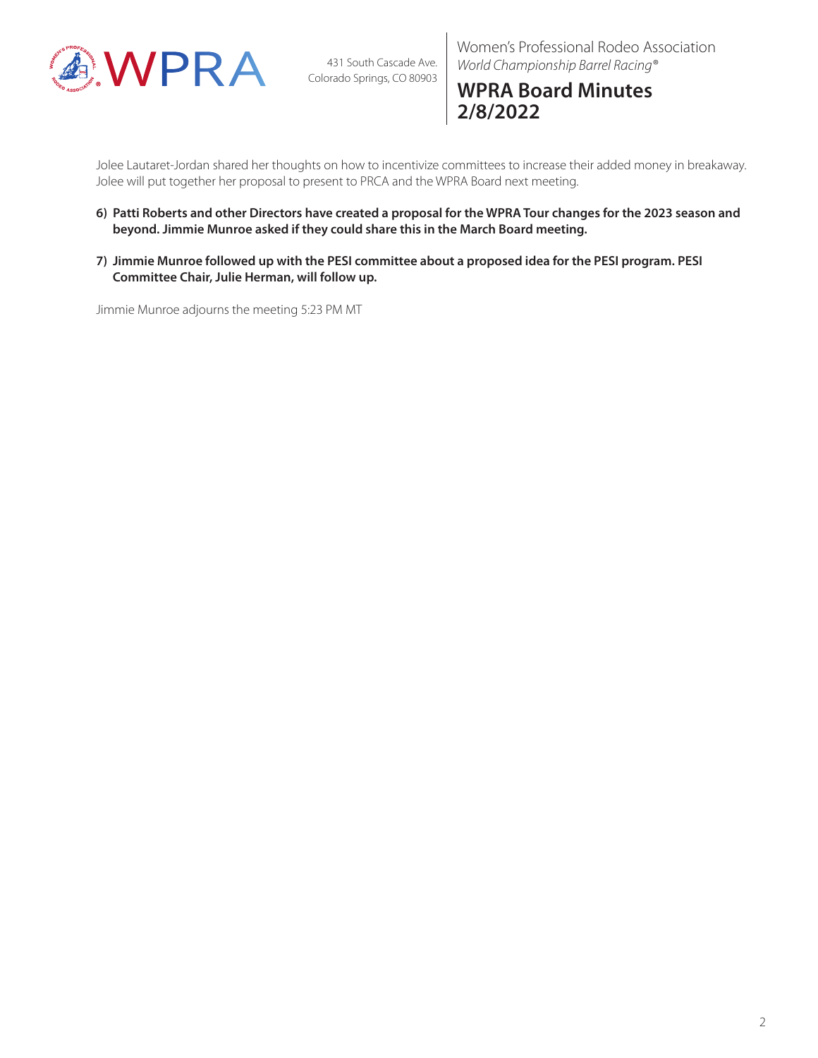Jolee Lautaret-Jordan shared her thoughts on how to incentivize committees to increase their added money in breakaway. Jolee will put together her proposal to present to PRCA and the WPRA Board next meeting.

6) **Patti Roberts and other Directors have created a proposal for the WPRA Tour changes for the 2023 season and beyond. Jimmie Munroe asked if they could share this in the March Board meeting.**

7) **Jimmie Munroe followed up with the PESI committee about a proposed idea for the PESI program. PESI Committee Chair, Julie Herman, will follow up.**

Jimmie Munroe adjourns the meeting 5:23 PM MT